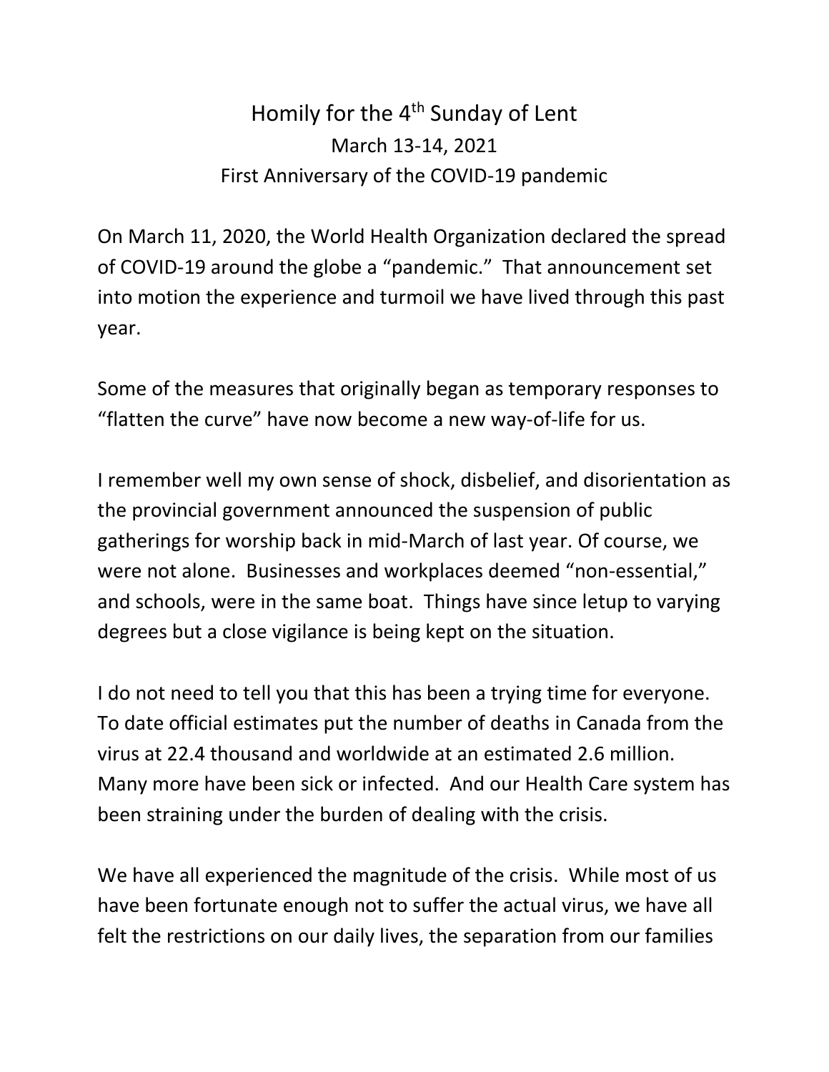# Homily for the 4th Sunday of Lent

March 13-14, 2021

First Anniversary of the COVID-19 pandemic

On March 11, 2020, the World Health Organization declared the spread of COVID-19 around the globe a "pandemic." That announcement set into motion the experience and turmoil we have lived through this past year.

Some of the measures that originally began as temporary responses to "flatten the curve" have now become a new way-of-life for us.

I remember well my own sense of shock, disbelief, and disorientation as the provincial government announced the suspension of public gatherings for worship back in mid-March of last year. Of course, we were not alone. Businesses and workplaces deemed "non-essential," and schools, were in the same boat. Things have since letup to varying degrees but a close vigilance is being kept on the situation.

I do not need to tell you that this has been a trying time for everyone. To date official estimates put the number of deaths in Canada from the virus at 22.4 thousand and worldwide at an estimated 2.6 million. Many more have been sick or infected. And our Health Care system has been straining under the burden of dealing with the crisis.

We have all experienced the magnitude of the crisis. While most of us have been fortunate enough not to suffer the actual virus, we have all felt the restrictions on our daily lives, the separation from our families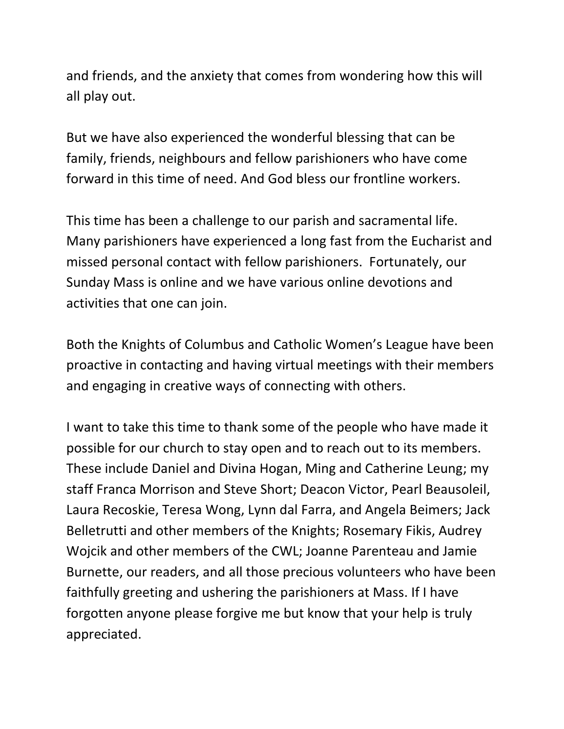and friends, and the anxiety that comes from wondering how this will all play out.

But we have also experienced the wonderful blessing that can be family, friends, neighbours and fellow parishioners who have come forward in this time of need. And God bless our frontline workers.

This time has been a challenge to our parish and sacramental life. Many parishioners have experienced a long fast from the Eucharist and missed personal contact with fellow parishioners. Fortunately, our Sunday Mass is online and we have various online devotions and activities that one can join.

Both the Knights of Columbus and Catholic Women's League have been proactive in contacting and having virtual meetings with their members and engaging in creative ways of connecting with others.

I want to take this time to thank some of the people who have made it possible for our church to stay open and to reach out to its members. These include Daniel and Divina Hogan, Ming and Catherine Leung; my staff Franca Morrison and Steve Short; Deacon Victor, Pearl Beausoleil, Laura Recoskie, Teresa Wong, Lynn dal Farra, and Angela Beimers; Jack Belletrutti and other members of the Knights; Rosemary Fikis, Audrey Wojcik and other members of the CWL; Joanne Parenteau and Jamie Burnette, our readers, and all those precious volunteers who have been faithfully greeting and ushering the parishioners at Mass. If I have forgotten anyone please forgive me but know that your help is truly appreciated.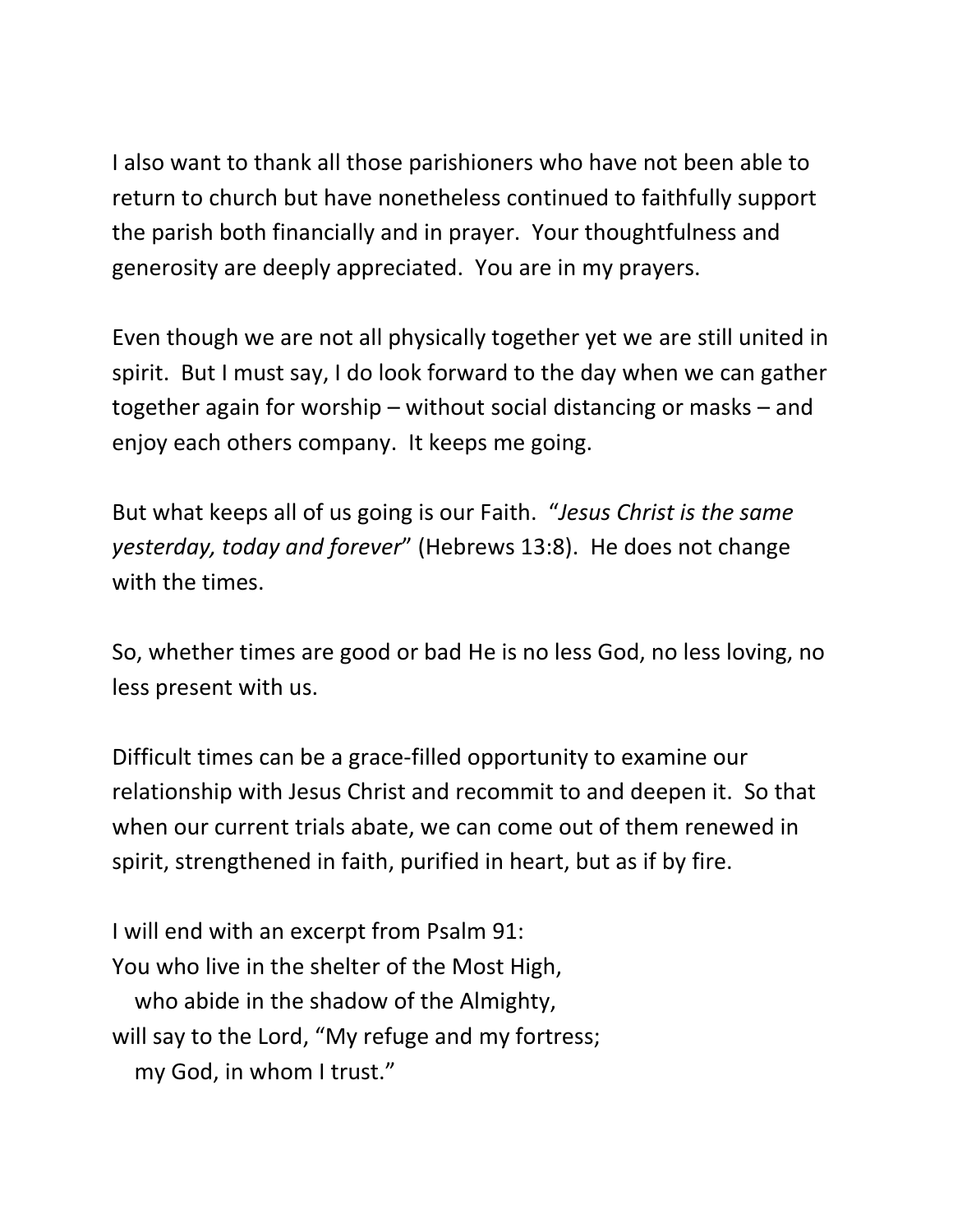I also want to thank all those parishioners who have not been able to return to church but have nonetheless continued to faithfully support the parish both financially and in prayer. Your thoughtfulness and generosity are deeply appreciated. You are in my prayers.

Even though we are not all physically together yet we are still united in spirit. But I must say, I do look forward to the day when we can gather together again for worship – without social distancing or masks – and enjoy each others company. It keeps me going.

But what keeps all of us going is our Faith. "*Jesus Christ is the same yesterday, today and forever*" (Hebrews 13:8). He does not change with the times.

So, whether times are good or bad He is no less God, no less loving, no less present with us.

Difficult times can be a grace-filled opportunity to examine our relationship with Jesus Christ and recommit to and deepen it. So that when our current trials abate, we can come out of them renewed in spirit, strengthened in faith, purified in heart, but as if by fire.

I will end with an excerpt from Psalm 91:
You who live in the shelter of the Most High,
   who abide in the shadow of the Almighty,
will say to the Lord, "My refuge and my fortress;
   my God, in whom I trust."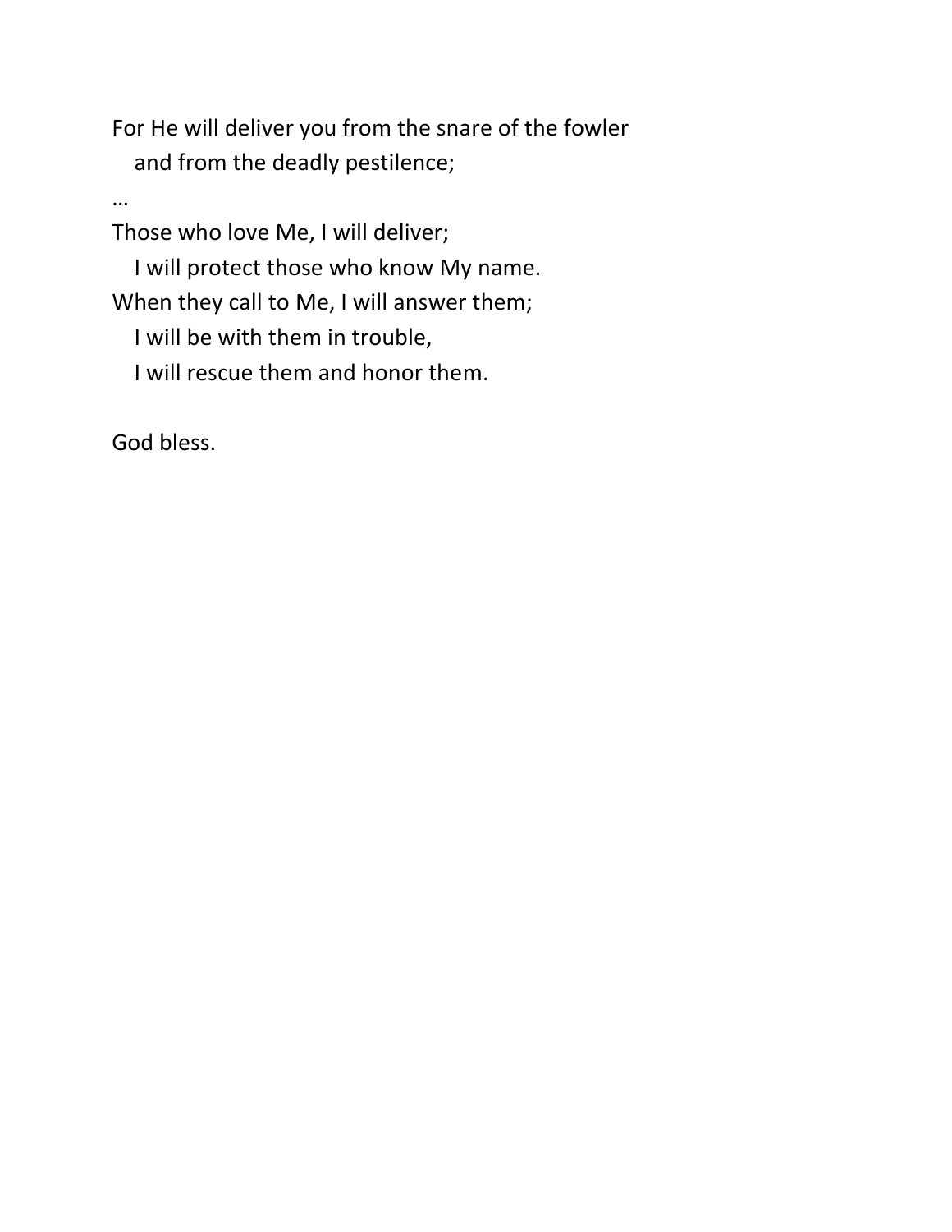For He will deliver you from the snare of the fowler
   and from the deadly pestilence;

…

Those who love Me, I will deliver;
   I will protect those who know My name.
When they call to Me, I will answer them;
   I will be with them in trouble,
   I will rescue them and honor them.

God bless.